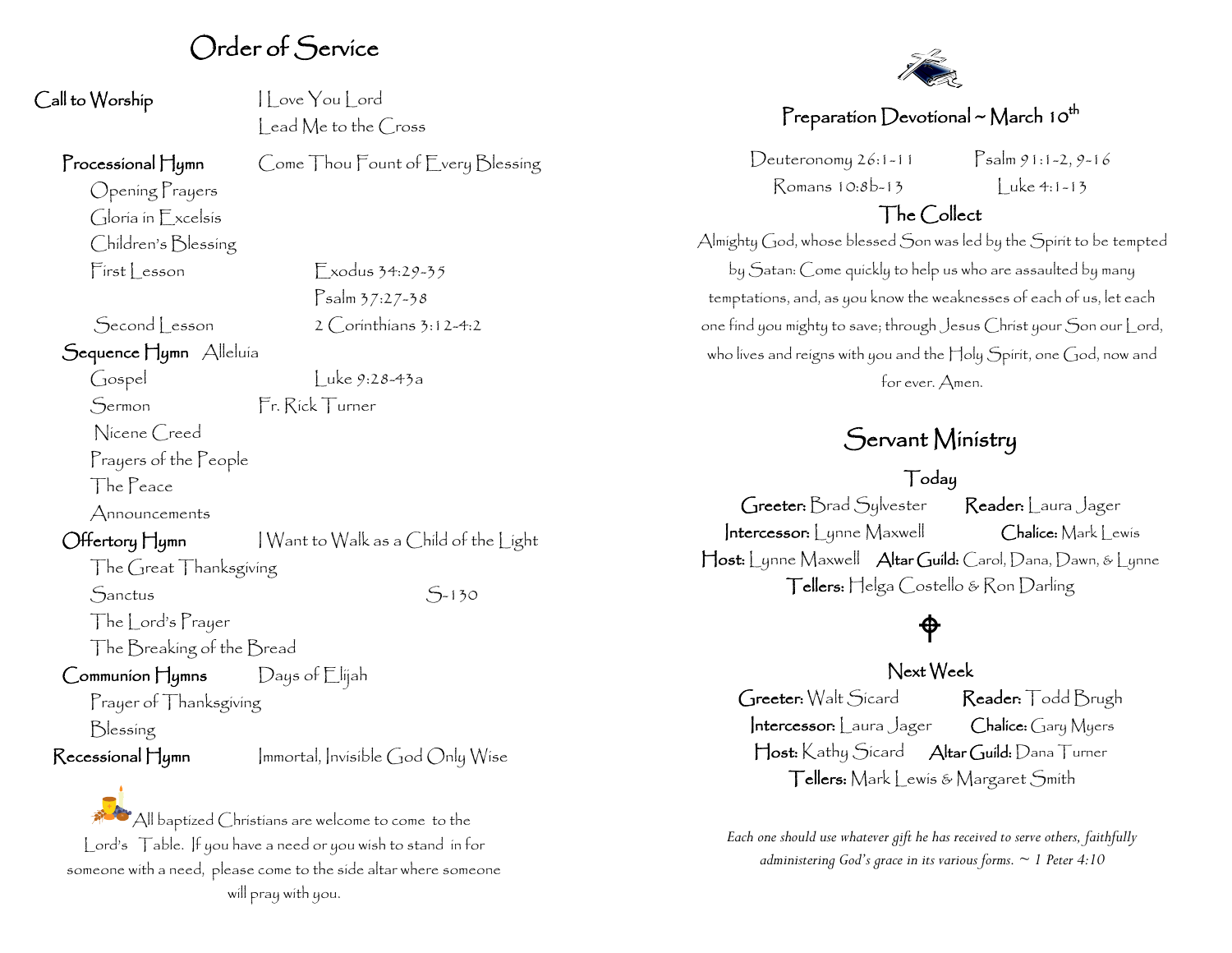# Order of Service

**Call to Worship** I Love You Lord
Lead Me to the Cross

**Processional Hymn** Come Thou Fount of Every Blessing

Opening Prayers

Gloria in Excelsis

Children's Blessing

First Lesson Exodus 34:29-35
Psalm 37:27-38

Second Lesson 2 Corinthians 3:12-4:2

**Sequence Hymn** Alleluia

Gospel Luke 9:28-43a

Sermon Fr. Rick Turner

Nicene Creed

Prayers of the People

The Peace

Announcements

**Offertory Hymn** I Want to Walk as a Child of the Light

The Great Thanksgiving

Sanctus S-130

The Lord's Prayer

The Breaking of the Bread

**Communion Hymns** Days of Elijah

Prayer of Thanksgiving

Blessing

**Recessional Hymn** Immortal, Invisible God Only Wise

All baptized Christians are welcome to come to the Lord's Table. If you have a need or you wish to stand in for someone with a need, please come to the side altar where someone will pray with you.

## Preparation Devotional ~ March 10th

Deuteronomy 26:1-11 Psalm 91:1-2, 9-16
Romans 10:8b-13 Luke 4:1-13

### The Collect

Almighty God, whose blessed Son was led by the Spirit to be tempted by Satan: Come quickly to help us who are assaulted by many temptations, and, as you know the weaknesses of each of us, let each one find you mighty to save; through Jesus Christ your Son our Lord, who lives and reigns with you and the Holy Spirit, one God, now and for ever. Amen.

## Servant Ministry

### Today

**Greeter:** Brad Sylvester **Reader:** Laura Jager
**Intercessor:** Lynne Maxwell **Chalice:** Mark Lewis
**Host:** Lynne Maxwell **Altar Guild:** Carol, Dana, Dawn, & Lynne
**Tellers:** Helga Costello & Ron Darling

### Next Week

**Greeter:** Walt Sicard **Reader:** Todd Brugh
**Intercessor:** Laura Jager **Chalice:** Gary Myers
**Host:** Kathy Sicard **Altar Guild:** Dana Turner
**Tellers:** Mark Lewis & Margaret Smith

*Each one should use whatever gift he has received to serve others, faithfully administering God's grace in its various forms. ~ 1 Peter 4:10*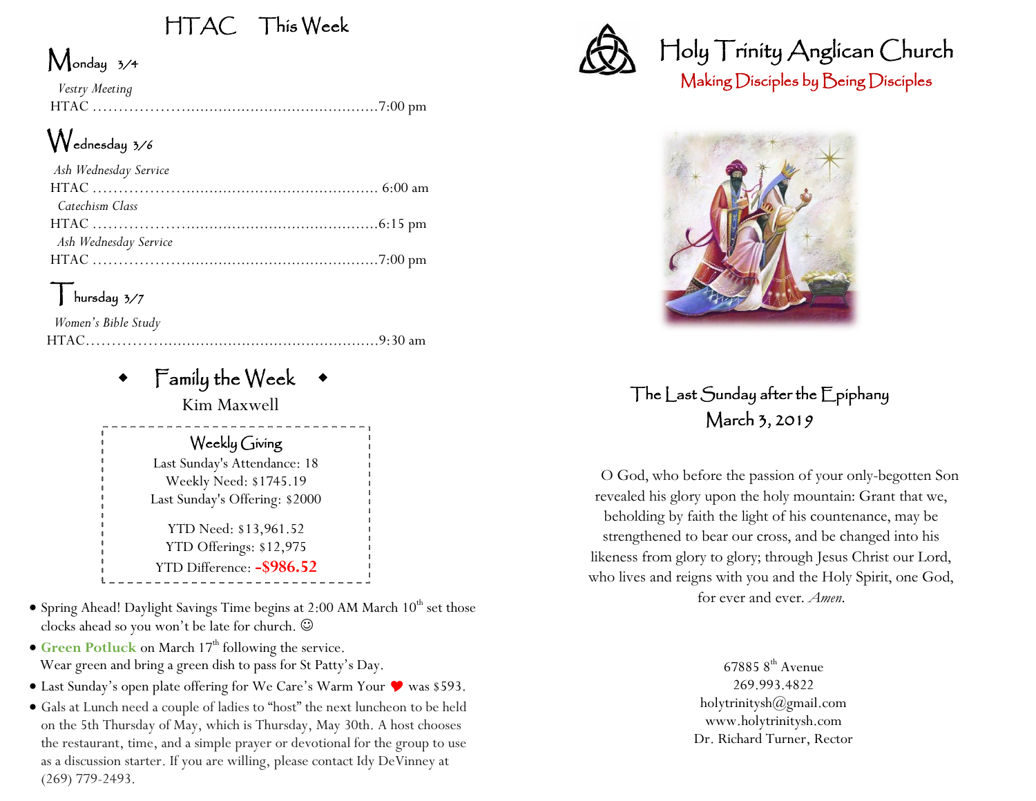# HTAC This Week

## Monday 3/4

*Vestry Meeting*
HTAC ............................................................7:00 pm

## Wednesday 3/6

*Ash Wednesday Service*
HTAC ............................................................ 6:00 am

*Catechism Class*
HTAC ............................................................6:15 pm

*Ash Wednesday Service*
HTAC ............................................................7:00 pm

## Thursday 3/7

*Women's Bible Study*
HTAC..............................................................9:30 am

## ◆ Family the Week ◆

Kim Maxwell

### Weekly Giving

Last Sunday's Attendance: 18
Weekly Need: $1745.19
Last Sunday's Offering: $2000

YTD Need: $13,961.52
YTD Offerings: $12,975
YTD Difference: **-$986.52**

- Spring Ahead! Daylight Savings Time begins at 2:00 AM March 10th set those clocks ahead so you won't be late for church. ☺
- **Green Potluck** on March 17th following the service. Wear green and bring a green dish to pass for St Patty's Day.
- Last Sunday's open plate offering for We Care's Warm Your ♥ was $593.
- Gals at Lunch need a couple of ladies to "host" the next luncheon to be held on the 5th Thursday of May, which is Thursday, May 30th. A host chooses the restaurant, time, and a simple prayer or devotional for the group to use as a discussion starter. If you are willing, please contact Idy DeVinney at (269) 779-2493.

# Holy Trinity Anglican Church

Making Disciples by Being Disciples

## The Last Sunday after the Epiphany
## March 3, 2019

O God, who before the passion of your only-begotten Son revealed his glory upon the holy mountain: Grant that we, beholding by faith the light of his countenance, may be strengthened to bear our cross, and be changed into his likeness from glory to glory; through Jesus Christ our Lord, who lives and reigns with you and the Holy Spirit, one God, for ever and ever. *Amen.*

67885 8th Avenue
269.993.4822
holytrinitysh@gmail.com
www.holytrinitysh.com
Dr. Richard Turner, Rector